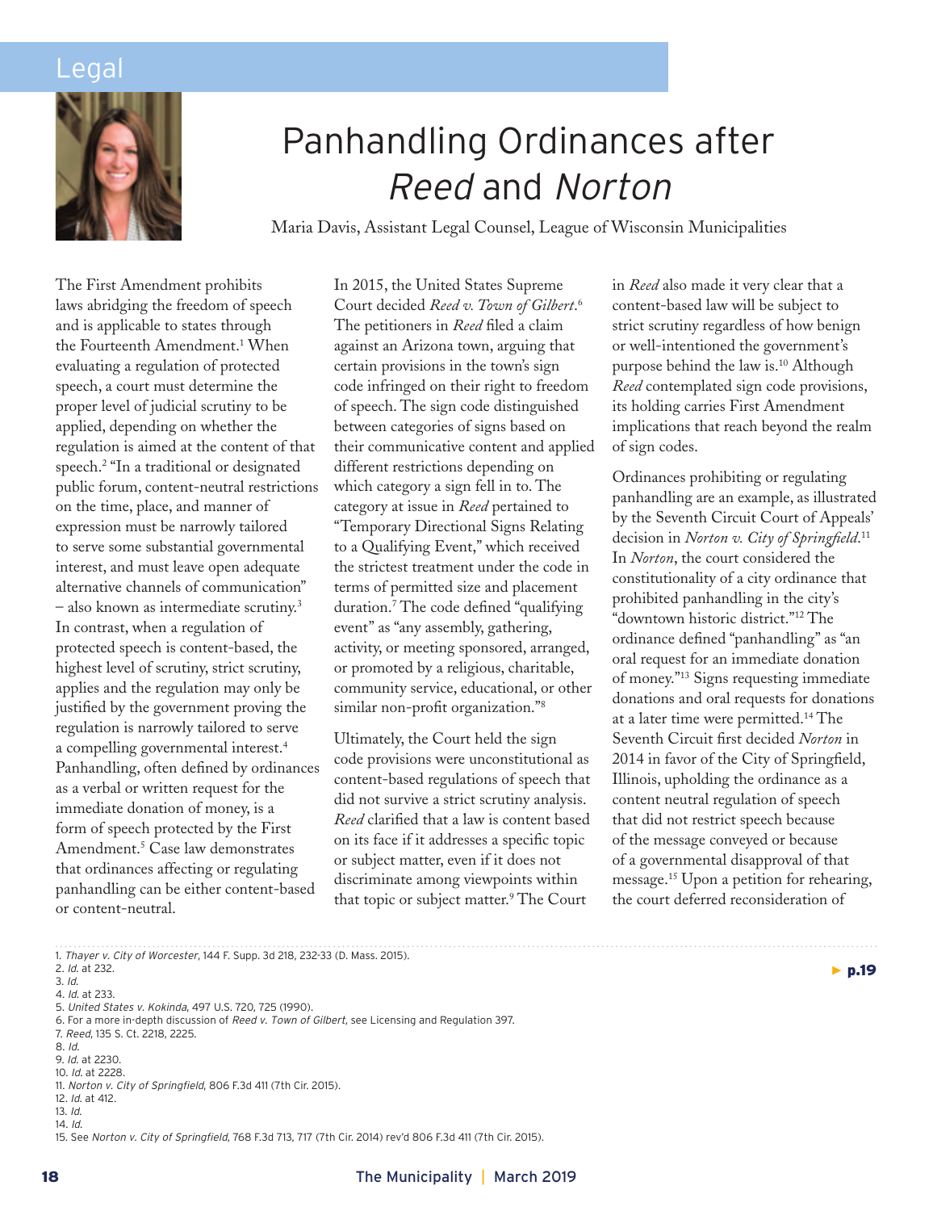Legal

# Panhandling Ordinances after *Reed* and *Norton*

Maria Davis, Assistant Legal Counsel, League of Wisconsin Municipalities

The First Amendment prohibits laws abridging the freedom of speech and is applicable to states through the Fourteenth Amendment.[1] When evaluating a regulation of protected speech, a court must determine the proper level of judicial scrutiny to be applied, depending on whether the regulation is aimed at the content of that speech.[2] "In a traditional or designated public forum, content-neutral restrictions on the time, place, and manner of expression must be narrowly tailored to serve some substantial governmental interest, and must leave open adequate alternative channels of communication" – also known as intermediate scrutiny.[3] In contrast, when a regulation of protected speech is content-based, the highest level of scrutiny, strict scrutiny, applies and the regulation may only be justified by the government proving the regulation is narrowly tailored to serve a compelling governmental interest.[4] Panhandling, often defined by ordinances as a verbal or written request for the immediate donation of money, is a form of speech protected by the First Amendment.[5] Case law demonstrates that ordinances affecting or regulating panhandling can be either content-based or content-neutral.

In 2015, the United States Supreme Court decided *Reed v. Town of Gilbert*.[6] The petitioners in *Reed* filed a claim against an Arizona town, arguing that certain provisions in the town's sign code infringed on their right to freedom of speech. The sign code distinguished between categories of signs based on their communicative content and applied different restrictions depending on which category a sign fell in to. The category at issue in *Reed* pertained to "Temporary Directional Signs Relating to a Qualifying Event," which received the strictest treatment under the code in terms of permitted size and placement duration.[7] The code defined "qualifying event" as "any assembly, gathering, activity, or meeting sponsored, arranged, or promoted by a religious, charitable, community service, educational, or other similar non-profit organization."[8]

Ultimately, the Court held the sign code provisions were unconstitutional as content-based regulations of speech that did not survive a strict scrutiny analysis. *Reed* clarified that a law is content based on its face if it addresses a specific topic or subject matter, even if it does not discriminate among viewpoints within that topic or subject matter.[9] The Court in *Reed* also made it very clear that a content-based law will be subject to strict scrutiny regardless of how benign or well-intentioned the government's purpose behind the law is.[10] Although *Reed* contemplated sign code provisions, its holding carries First Amendment implications that reach beyond the realm of sign codes.

Ordinances prohibiting or regulating panhandling are an example, as illustrated by the Seventh Circuit Court of Appeals' decision in *Norton v. City of Springfield*.[11] In *Norton*, the court considered the constitutionality of a city ordinance that prohibited panhandling in the city's "downtown historic district."[12] The ordinance defined "panhandling" as "an oral request for an immediate donation of money."[13] Signs requesting immediate donations and oral requests for donations at a later time were permitted.[14] The Seventh Circuit first decided *Norton* in 2014 in favor of the City of Springfield, Illinois, upholding the ordinance as a content neutral regulation of speech that did not restrict speech because of the message conveyed or because of a governmental disapproval of that message.[15] Upon a petition for rehearing, the court deferred reconsideration of

► p.19

1. *Thayer v. City of Worcester*, 144 F. Supp. 3d 218, 232-33 (D. Mass. 2015).
2. *Id.* at 232.
3. *Id.*
4. *Id.* at 233.
5. *United States v. Kokinda*, 497 U.S. 720, 725 (1990).
6. For a more in-depth discussion of *Reed v. Town of Gilbert*, see Licensing and Regulation 397.
7. *Reed*, 135 S. Ct. 2218, 2225.
8. *Id.*
9. *Id.* at 2230.
10. *Id.* at 2228.
11. *Norton v. City of Springfield*, 806 F.3d 411 (7th Cir. 2015).
12. *Id.* at 412.
13. *Id.*
14. *Id.*
15. See *Norton v. City of Springfield*, 768 F.3d 713, 717 (7th Cir. 2014) rev'd 806 F.3d 411 (7th Cir. 2015).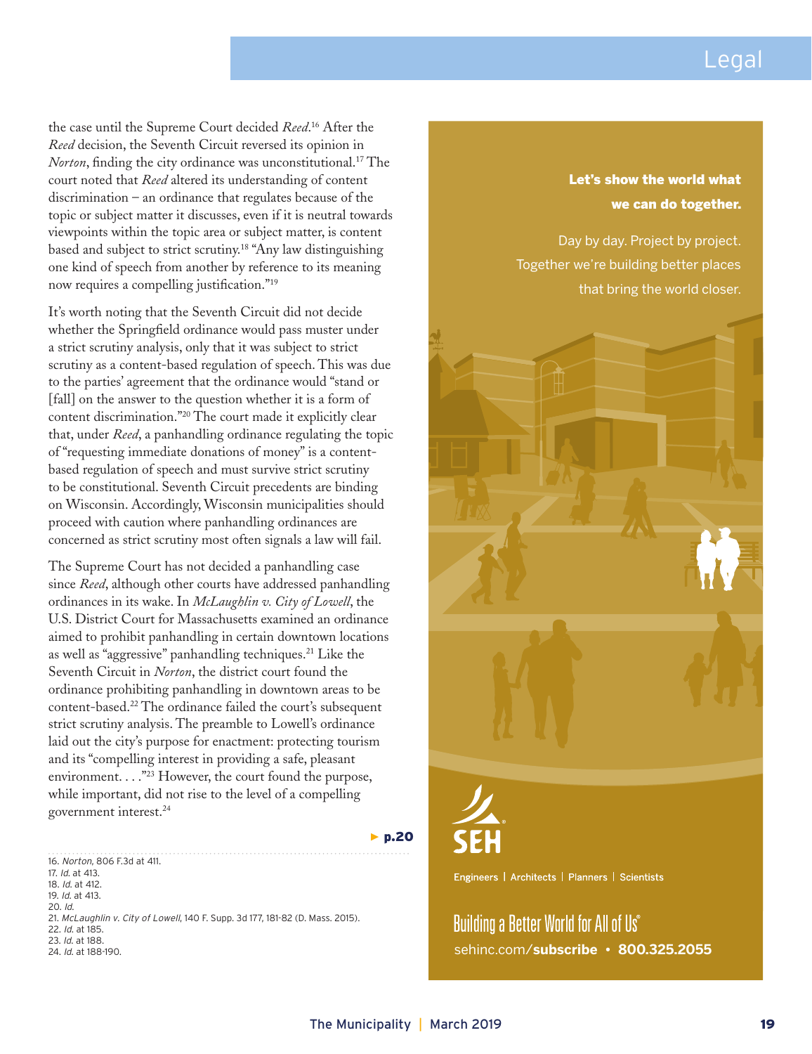the case until the Supreme Court decided *Reed*.[16] After the *Reed* decision, the Seventh Circuit reversed its opinion in *Norton*, finding the city ordinance was unconstitutional.[17] The court noted that *Reed* altered its understanding of content discrimination – an ordinance that regulates because of the topic or subject matter it discusses, even if it is neutral towards viewpoints within the topic area or subject matter, is content based and subject to strict scrutiny.[18] "Any law distinguishing one kind of speech from another by reference to its meaning now requires a compelling justification."[19]

It's worth noting that the Seventh Circuit did not decide whether the Springfield ordinance would pass muster under a strict scrutiny analysis, only that it was subject to strict scrutiny as a content-based regulation of speech. This was due to the parties' agreement that the ordinance would "stand or [fall] on the answer to the question whether it is a form of content discrimination."[20] The court made it explicitly clear that, under *Reed*, a panhandling ordinance regulating the topic of "requesting immediate donations of money" is a content-based regulation of speech and must survive strict scrutiny to be constitutional. Seventh Circuit precedents are binding on Wisconsin. Accordingly, Wisconsin municipalities should proceed with caution where panhandling ordinances are concerned as strict scrutiny most often signals a law will fail.

The Supreme Court has not decided a panhandling case since *Reed*, although other courts have addressed panhandling ordinances in its wake. In *McLaughlin v. City of Lowell*, the U.S. District Court for Massachusetts examined an ordinance aimed to prohibit panhandling in certain downtown locations as well as "aggressive" panhandling techniques.[21] Like the Seventh Circuit in *Norton*, the district court found the ordinance prohibiting panhandling in downtown areas to be content-based.[22] The ordinance failed the court's subsequent strict scrutiny analysis. The preamble to Lowell's ordinance laid out the city's purpose for enactment: protecting tourism and its "compelling interest in providing a safe, pleasant environment. . . ."[23] However, the court found the purpose, while important, did not rise to the level of a compelling government interest.[24]

► p.20

---

16. *Norton*, 806 F.3d at 411.
17. *Id.* at 413.
18. *Id.* at 412.
19. *Id.* at 413.
20. *Id.*
21. *McLaughlin v. City of Lowell*, 140 F. Supp. 3d 177, 181-82 (D. Mass. 2015).
22. *Id.* at 185.
23. *Id.* at 188.
24. *Id.* at 188-190.

**Let's show the world what we can do together.**

Day by day. Project by project. Together we're building better places that bring the world closer.

**SEH**

Engineers | Architects | Planners | Scientists

Building a Better World for All of Us®

sehinc.com/**subscribe** • **800.325.2055**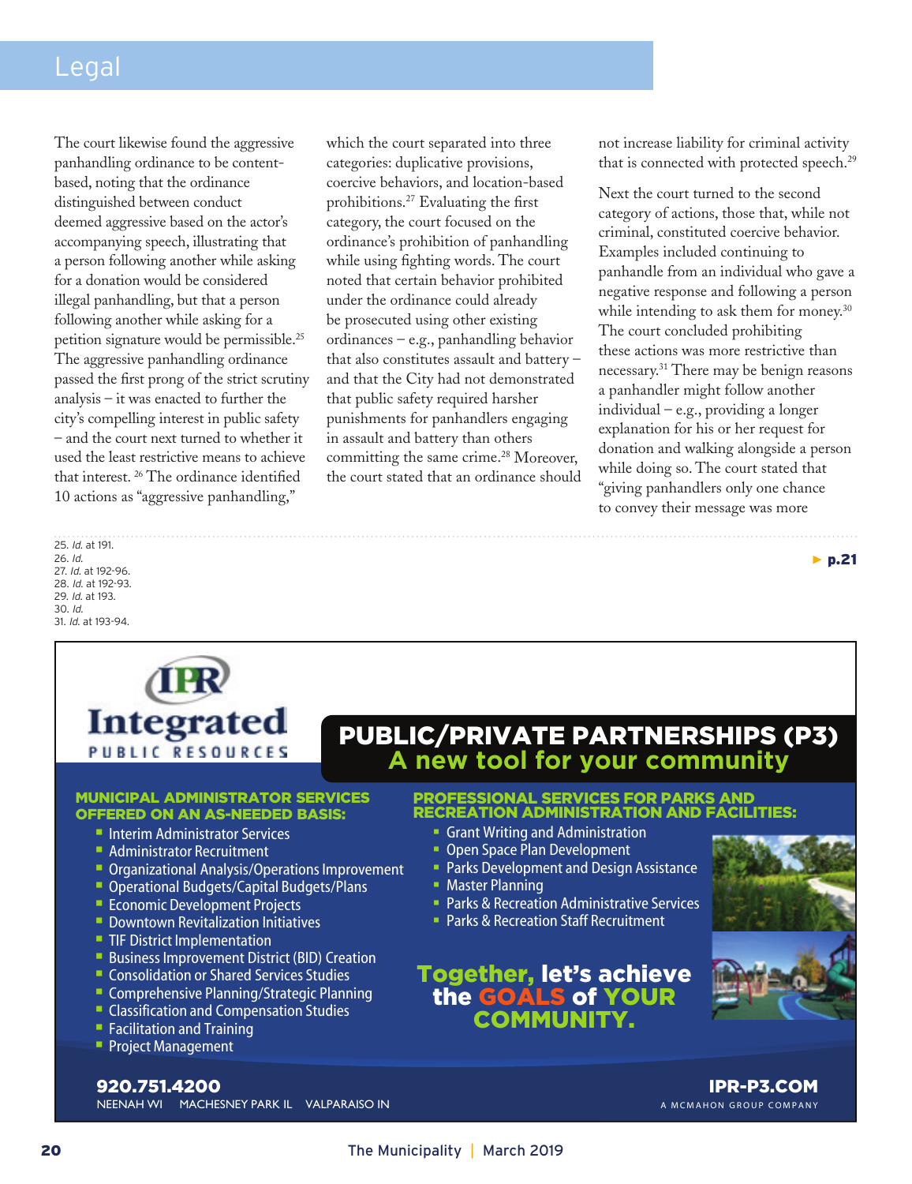The court likewise found the aggressive panhandling ordinance to be content-based, noting that the ordinance distinguished between conduct deemed aggressive based on the actor's accompanying speech, illustrating that a person following another while asking for a donation would be considered illegal panhandling, but that a person following another while asking for a petition signature would be permissible.[25] The aggressive panhandling ordinance passed the first prong of the strict scrutiny analysis – it was enacted to further the city's compelling interest in public safety – and the court next turned to whether it used the least restrictive means to achieve that interest. [26] The ordinance identified 10 actions as "aggressive panhandling," which the court separated into three categories: duplicative provisions, coercive behaviors, and location-based prohibitions.[27] Evaluating the first category, the court focused on the ordinance's prohibition of panhandling while using fighting words. The court noted that certain behavior prohibited under the ordinance could already be prosecuted using other existing ordinances – e.g., panhandling behavior that also constitutes assault and battery – and that the City had not demonstrated that public safety required harsher punishments for panhandlers engaging in assault and battery than others committing the same crime.[28] Moreover, the court stated that an ordinance should not increase liability for criminal activity that is connected with protected speech.[29]

Next the court turned to the second category of actions, those that, while not criminal, constituted coercive behavior. Examples included continuing to panhandle from an individual who gave a negative response and following a person while intending to ask them for money.[30] The court concluded prohibiting these actions was more restrictive than necessary.[31] There may be benign reasons a panhandler might follow another individual – e.g., providing a longer explanation for his or her request for donation and walking alongside a person while doing so. The court stated that "giving panhandlers only one chance to convey their message was more

► p.21

25. *Id.* at 191.
26. *Id.*
27. *Id.* at 192-96.
28. *Id.* at 192-93.
29. *Id.* at 193.
30. *Id.*
31. *Id.* at 193-94.

IPR Integrated PUBLIC RESOURCES

**PUBLIC/PRIVATE PARTNERSHIPS (P3)**
**A new tool for your community**

**MUNICIPAL ADMINISTRATOR SERVICES OFFERED ON AN AS-NEEDED BASIS:**

- Interim Administrator Services
- Administrator Recruitment
- Organizational Analysis/Operations Improvement
- Operational Budgets/Capital Budgets/Plans
- Economic Development Projects
- Downtown Revitalization Initiatives
- TIF District Implementation
- Business Improvement District (BID) Creation
- Consolidation or Shared Services Studies
- Comprehensive Planning/Strategic Planning
- Classification and Compensation Studies
- Facilitation and Training
- Project Management

**PROFESSIONAL SERVICES FOR PARKS AND RECREATION ADMINISTRATION AND FACILITIES:**

- Grant Writing and Administration
- Open Space Plan Development
- Parks Development and Design Assistance
- Master Planning
- Parks & Recreation Administrative Services
- Parks & Recreation Staff Recruitment

**Together, let's achieve the GOALS of YOUR COMMUNITY.**

**920.751.4200**
NEENAH WI MACHESNEY PARK IL VALPARAISO IN

**IPR-P3.COM**
A MCMAHON GROUP COMPANY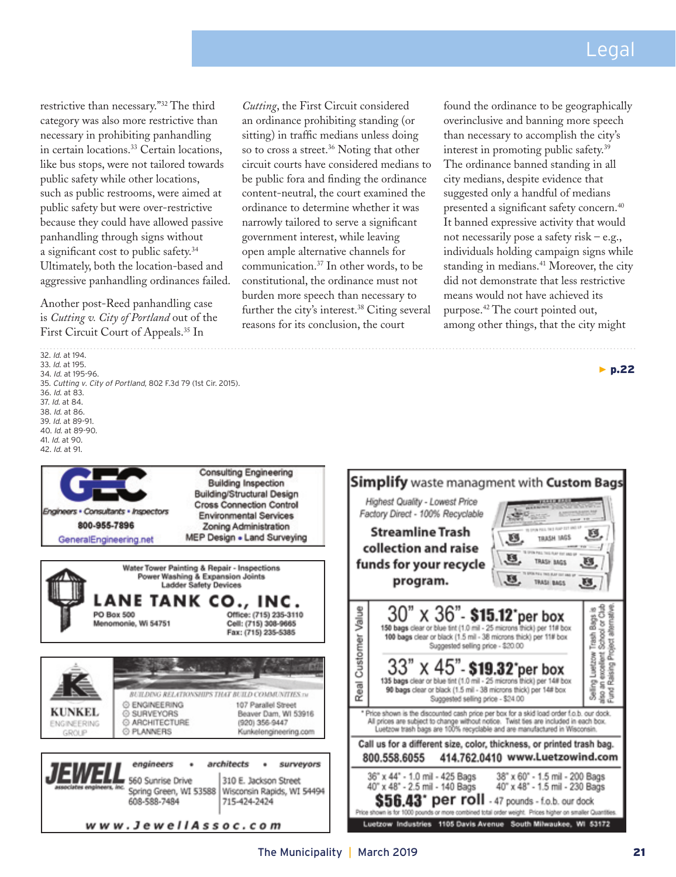restrictive than necessary."[32] The third category was also more restrictive than necessary in prohibiting panhandling in certain locations.[33] Certain locations, like bus stops, were not tailored towards public safety while other locations, such as public restrooms, were aimed at public safety but were over-restrictive because they could have allowed passive panhandling through signs without a significant cost to public safety.[34] Ultimately, both the location-based and aggressive panhandling ordinances failed.

Another post-Reed panhandling case is *Cutting v. City of Portland* out of the First Circuit Court of Appeals.[35] In *Cutting*, the First Circuit considered an ordinance prohibiting standing (or sitting) in traffic medians unless doing so to cross a street.[36] Noting that other circuit courts have considered medians to be public fora and finding the ordinance content-neutral, the court examined the ordinance to determine whether it was narrowly tailored to serve a significant government interest, while leaving open ample alternative channels for communication.[37] In other words, to be constitutional, the ordinance must not burden more speech than necessary to further the city's interest.[38] Citing several reasons for its conclusion, the court found the ordinance to be geographically overinclusive and banning more speech than necessary to accomplish the city's interest in promoting public safety.[39] The ordinance banned standing in all city medians, despite evidence that suggested only a handful of medians presented a significant safety concern.[40] It banned expressive activity that would not necessarily pose a safety risk – e.g., individuals holding campaign signs while standing in medians.[41] Moreover, the city did not demonstrate that less restrictive means would not have achieved its purpose.[42] The court pointed out, among other things, that the city might

► p.22

32. *Id.* at 194.
33. *Id.* at 195.
34. *Id.* at 195-96.
35. *Cutting v. City of Portland*, 802 F.3d 79 (1st Cir. 2015).
36. *Id.* at 83.
37. *Id.* at 84.
38. *Id.* at 86.
39. *Id.* at 89-91.
40. *Id.* at 89-90.
41. *Id.* at 90.
42. *Id.* at 91.

GEC — Engineers • Consultants • Inspectors — 800-955-7896 — GeneralEngineering.net
Consulting Engineering, Building Inspection, Building/Structural Design, Cross Connection Control, Environmental Services, Zoning Administration, MEP Design • Land Surveying

Water Tower Painting & Repair - Inspections, Power Washing & Expansion Joints, Ladder Safety Devices
LANE TANK CO., INC.
PO Box 500, Menomonie, WI 54751
Office: (715) 235-3110, Cell: (715) 308-9665, Fax: (715) 235-5385

KUNKEL ENGINEERING GROUP — BUILDING RELATIONSHIPS THAT BUILD COMMUNITIES
Engineering, Surveyors, Architecture, Planners
107 Parallel Street, Beaver Dam, WI 53916, (920) 356-9447, Kunkelengineering.com

JEWELL associates engineers, inc. — engineers • architects • surveyors
560 Sunrise Drive, Spring Green, WI 53588, 608-588-7484
310 E. Jackson Street, Wisconsin Rapids, WI 54494, 715-424-2424
www.JewellAssoc.com

**Simplify** waste managment with **Custom Bags**
Highest Quality - Lowest Price. Factory Direct - 100% Recyclable
Streamline Trash collection and raise funds for your recycle program.

Real Customer Value
30" x 36" - $15.12* per box — 150 bags clear or blue tint (1.0 mil - 25 microns thick) per 11# box; 100 bags clear or black (1.5 mil - 38 microns thick) per 11# box. Suggested selling price - $20.00
33" x 45" - $19.32* per box — 135 bags clear or blue tint (1.0 mil - 25 microns thick) per 14# box; 90 bags clear or black (1.5 mil - 38 microns thick) per 14# box. Suggested selling price - $24.00
Selling Luetzow Trash Bags is also an excellent School or Club Fund Raising Project alternative.

* Price shown is the discounted cash price per box for a skid load order f.o.b. our dock. All prices are subject to change without notice. Twist ties are included in each box. Luetzow trash bags are 100% recyclable and are manufactured in Wisconsin.

Call us for a different size, color, thickness, or printed trash bag.
800.558.6055 414.762.0410 www.Luetzowind.com

36" x 44" - 1.0 mil - 425 Bags; 40" x 48" - 2.5 mil - 140 Bags; 38" x 60" - 1.5 mil - 200 Bags; 40" x 48" - 1.5 mil - 230 Bags
$56.43* per roll - 47 pounds - f.o.b. our dock
Price shown is for 1000 pounds or more combined total order weight. Prices higher on smaller Quantities.
Luetzow Industries 1105 Davis Avenue South Milwaukee, WI 53172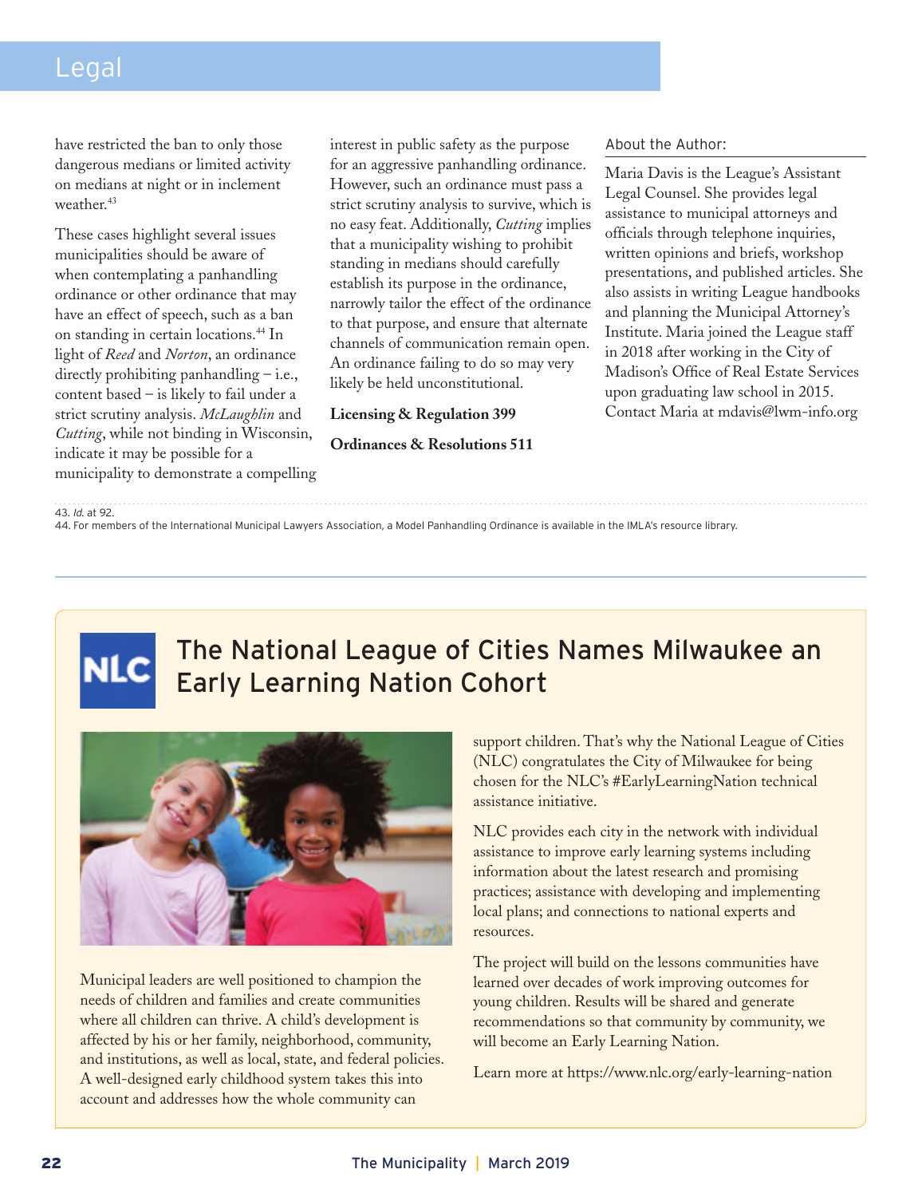have restricted the ban to only those dangerous medians or limited activity on medians at night or in inclement weather.[43]

These cases highlight several issues municipalities should be aware of when contemplating a panhandling ordinance or other ordinance that may have an effect of speech, such as a ban on standing in certain locations.[44] In light of *Reed* and *Norton*, an ordinance directly prohibiting panhandling – i.e., content based – is likely to fail under a strict scrutiny analysis. *McLaughlin* and *Cutting*, while not binding in Wisconsin, indicate it may be possible for a municipality to demonstrate a compelling interest in public safety as the purpose for an aggressive panhandling ordinance. However, such an ordinance must pass a strict scrutiny analysis to survive, which is no easy feat. Additionally, *Cutting* implies that a municipality wishing to prohibit standing in medians should carefully establish its purpose in the ordinance, narrowly tailor the effect of the ordinance to that purpose, and ensure that alternate channels of communication remain open. An ordinance failing to do so may very likely be held unconstitutional.

**Licensing & Regulation 399**

**Ordinances & Resolutions 511**

About the Author:

Maria Davis is the League's Assistant Legal Counsel. She provides legal assistance to municipal attorneys and officials through telephone inquiries, written opinions and briefs, workshop presentations, and published articles. She also assists in writing League handbooks and planning the Municipal Attorney's Institute. Maria joined the League staff in 2018 after working in the City of Madison's Office of Real Estate Services upon graduating law school in 2015. Contact Maria at mdavis@lwm-info.org

43. *Id.* at 92.
44. For members of the International Municipal Lawyers Association, a Model Panhandling Ordinance is available in the IMLA's resource library.

## The National League of Cities Names Milwaukee an Early Learning Nation Cohort

Municipal leaders are well positioned to champion the needs of children and families and create communities where all children can thrive. A child's development is affected by his or her family, neighborhood, community, and institutions, as well as local, state, and federal policies. A well-designed early childhood system takes this into account and addresses how the whole community can support children. That's why the National League of Cities (NLC) congratulates the City of Milwaukee for being chosen for the NLC's #EarlyLearningNation technical assistance initiative.

NLC provides each city in the network with individual assistance to improve early learning systems including information about the latest research and promising practices; assistance with developing and implementing local plans; and connections to national experts and resources.

The project will build on the lessons communities have learned over decades of work improving outcomes for young children. Results will be shared and generate recommendations so that community by community, we will become an Early Learning Nation.

Learn more at https://www.nlc.org/early-learning-nation